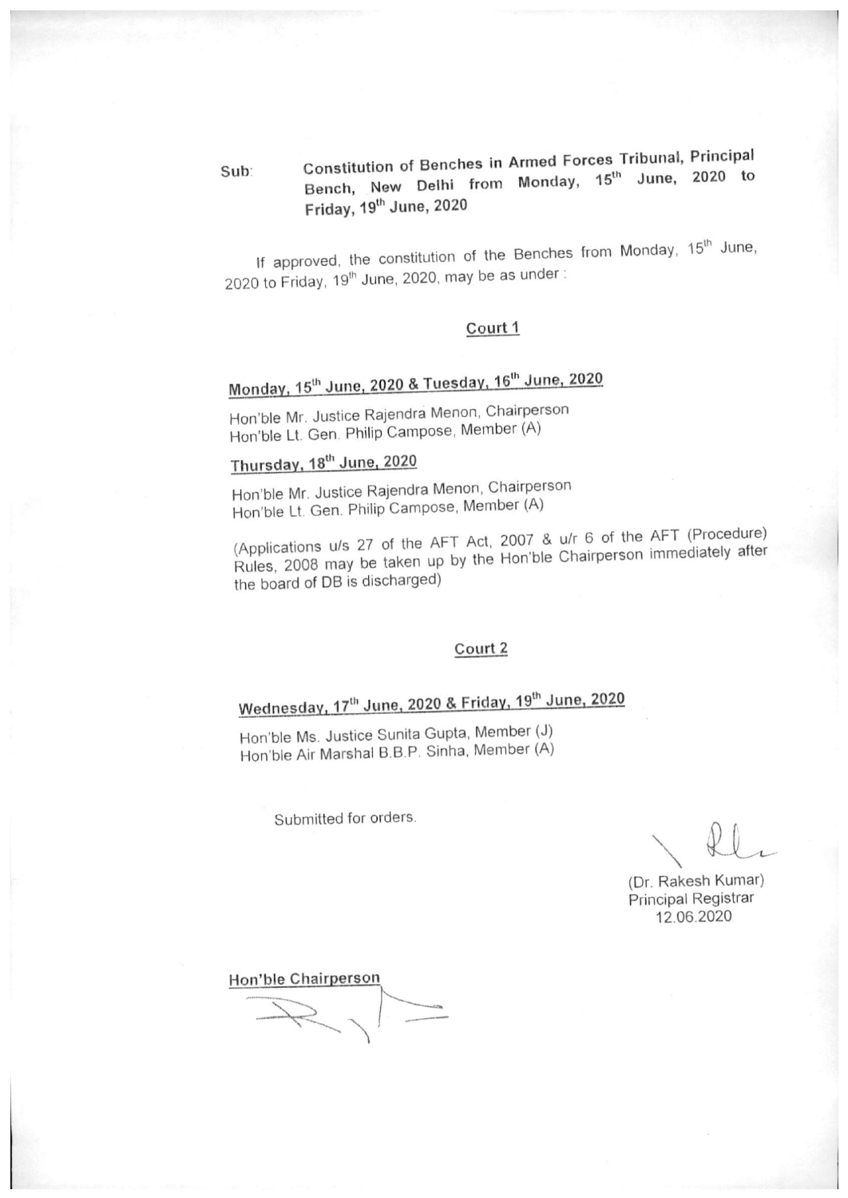Sub: **Constitution of Benches in Armed Forces Tribunal, Principal Bench, New Delhi from Monday, 15th June, 2020 to Friday, 19th June, 2020**

If approved, the constitution of the Benches from Monday, 15th June, 2020 to Friday, 19th June, 2020, may be as under :

**Court 1**

**Monday, 15th June, 2020 & Tuesday, 16th June, 2020**

Hon'ble Mr. Justice Rajendra Menon, Chairperson
Hon'ble Lt. Gen. Philip Campose, Member (A)

**Thursday, 18th June, 2020**

Hon'ble Mr. Justice Rajendra Menon, Chairperson
Hon'ble Lt. Gen. Philip Campose, Member (A)

(Applications u/s 27 of the AFT Act, 2007 & u/r 6 of the AFT (Procedure) Rules, 2008 may be taken up by the Hon'ble Chairperson immediately after the board of DB is discharged)

**Court 2**

**Wednesday, 17th June, 2020 & Friday, 19th June, 2020**

Hon'ble Ms. Justice Sunita Gupta, Member (J)
Hon'ble Air Marshal B.B.P. Sinha, Member (A)

Submitted for orders.

(Dr. Rakesh Kumar)
Principal Registrar
12.06.2020

**Hon'ble Chairperson**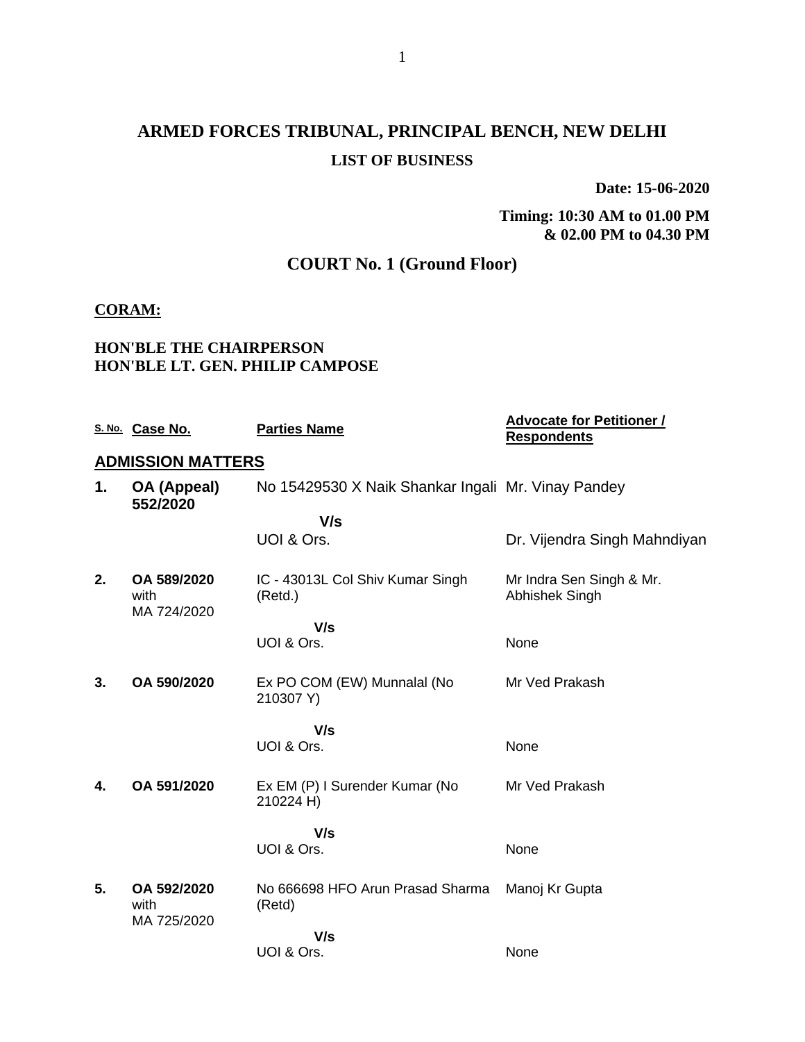# ARMED FORCES TRIBUNAL, PRINCIPAL BENCH, NEW DELHI

## LIST OF BUSINESS

**Date: 15-06-2020**

**Timing: 10:30 AM to 01.00 PM & 02.00 PM to 04.30 PM**

## COURT No. 1 (Ground Floor)

**CORAM:**

**HON'BLE THE CHAIRPERSON**
**HON'BLE LT. GEN. PHILIP CAMPOSE**

| S. No. | Case No. | Parties Name | Advocate for Petitioner / Respondents |
|---|---|---|---|
| **ADMISSION MATTERS** | | | |
| **1.** | **OA (Appeal) 552/2020** | No 15429530 X Naik Shankar Ingali | Mr. Vinay Pandey |
| | | V/s | |
| | | UOI & Ors. | Dr. Vijendra Singh Mahndiyan |
| **2.** | **OA 589/2020** with MA 724/2020 | IC - 43013L Col Shiv Kumar Singh (Retd.) | Mr Indra Sen Singh & Mr. Abhishek Singh |
| | | V/s | |
| | | UOI & Ors. | None |
| **3.** | **OA 590/2020** | Ex PO COM (EW) Munnalal (No 210307 Y) | Mr Ved Prakash |
| | | V/s | |
| | | UOI & Ors. | None |
| **4.** | **OA 591/2020** | Ex EM (P) I Surender Kumar (No 210224 H) | Mr Ved Prakash |
| | | V/s | |
| | | UOI & Ors. | None |
| **5.** | **OA 592/2020** with MA 725/2020 | No 666698 HFO Arun Prasad Sharma (Retd) | Manoj Kr Gupta |
| | | V/s | |
| | | UOI & Ors. | None |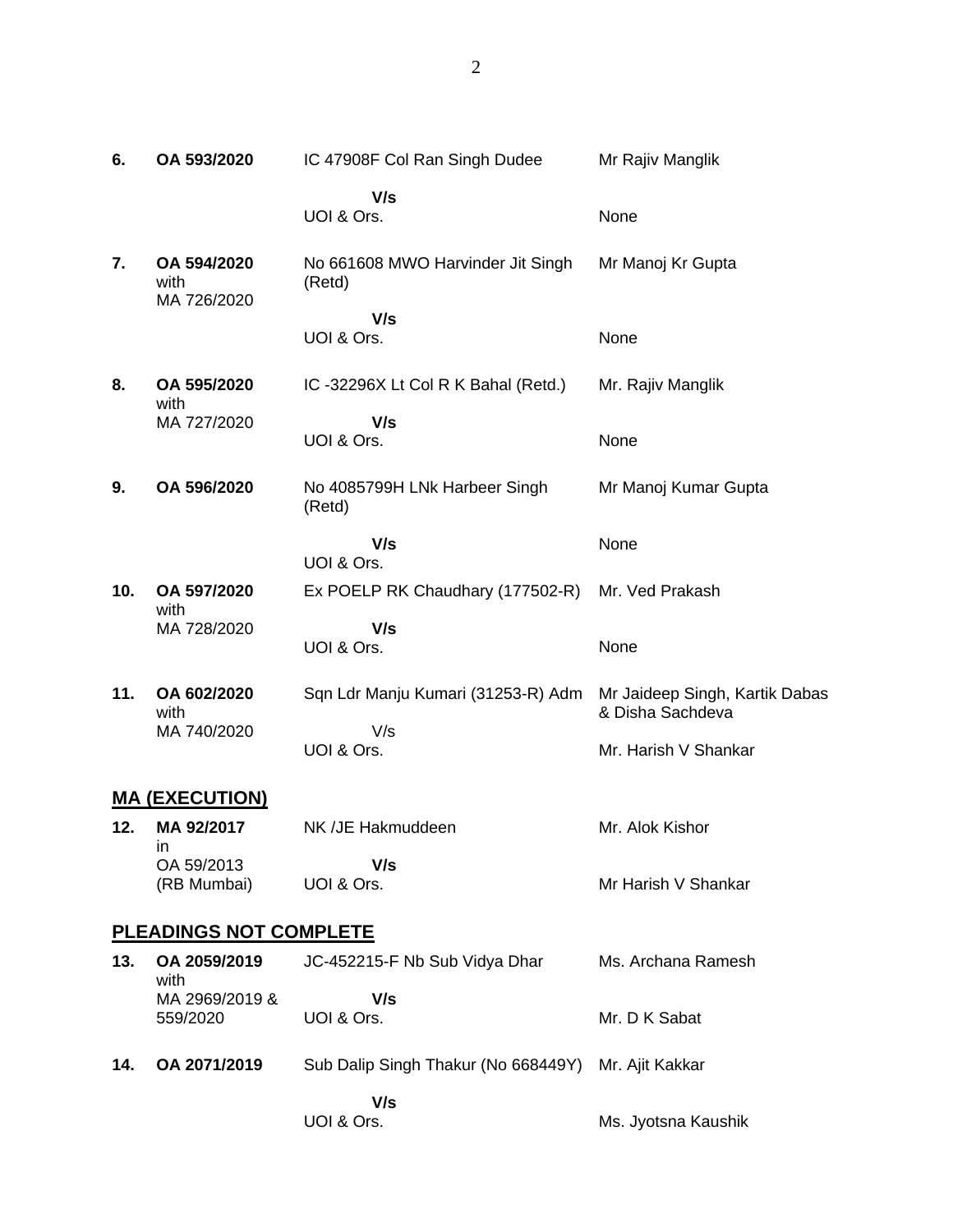| | | | |
|---|---|---|---|
| **6.** | **OA 593/2020** | IC 47908F Col Ran Singh Dudee<br>**V/s**<br>UOI & Ors. | Mr Rajiv Manglik<br><br>None |
| **7.** | **OA 594/2020** with MA 726/2020 | No 661608 MWO Harvinder Jit Singh (Retd)<br>**V/s**<br>UOI & Ors. | Mr Manoj Kr Gupta<br><br>None |
| **8.** | **OA 595/2020** with MA 727/2020 | IC -32296X Lt Col R K Bahal (Retd.)<br>**V/s**<br>UOI & Ors. | Mr. Rajiv Manglik<br><br>None |
| **9.** | **OA 596/2020** | No 4085799H LNk Harbeer Singh (Retd)<br>**V/s**<br>UOI & Ors. | Mr Manoj Kumar Gupta<br><br>None |
| **10.** | **OA 597/2020** with MA 728/2020 | Ex POELP RK Chaudhary (177502-R)<br>**V/s**<br>UOI & Ors. | Mr. Ved Prakash<br><br>None |
| **11.** | **OA 602/2020** with MA 740/2020 | Sqn Ldr Manju Kumari (31253-R) Adm<br>V/s<br>UOI & Ors. | Mr Jaideep Singh, Kartik Dabas & Disha Sachdeva<br><br>Mr. Harish V Shankar |

## MA (EXECUTION)

| | | | |
|---|---|---|---|
| **12.** | **MA 92/2017** in OA 59/2013 (RB Mumbai) | NK /JE Hakmuddeen<br>**V/s**<br>UOI & Ors. | Mr. Alok Kishor<br><br>Mr Harish V Shankar |

## PLEADINGS NOT COMPLETE

| | | | |
|---|---|---|---|
| **13.** | **OA 2059/2019** with MA 2969/2019 & 559/2020 | JC-452215-F Nb Sub Vidya Dhar<br>**V/s**<br>UOI & Ors. | Ms. Archana Ramesh<br><br>Mr. D K Sabat |
| **14.** | **OA 2071/2019** | Sub Dalip Singh Thakur (No 668449Y)<br>**V/s**<br>UOI & Ors. | Mr. Ajit Kakkar<br><br>Ms. Jyotsna Kaushik |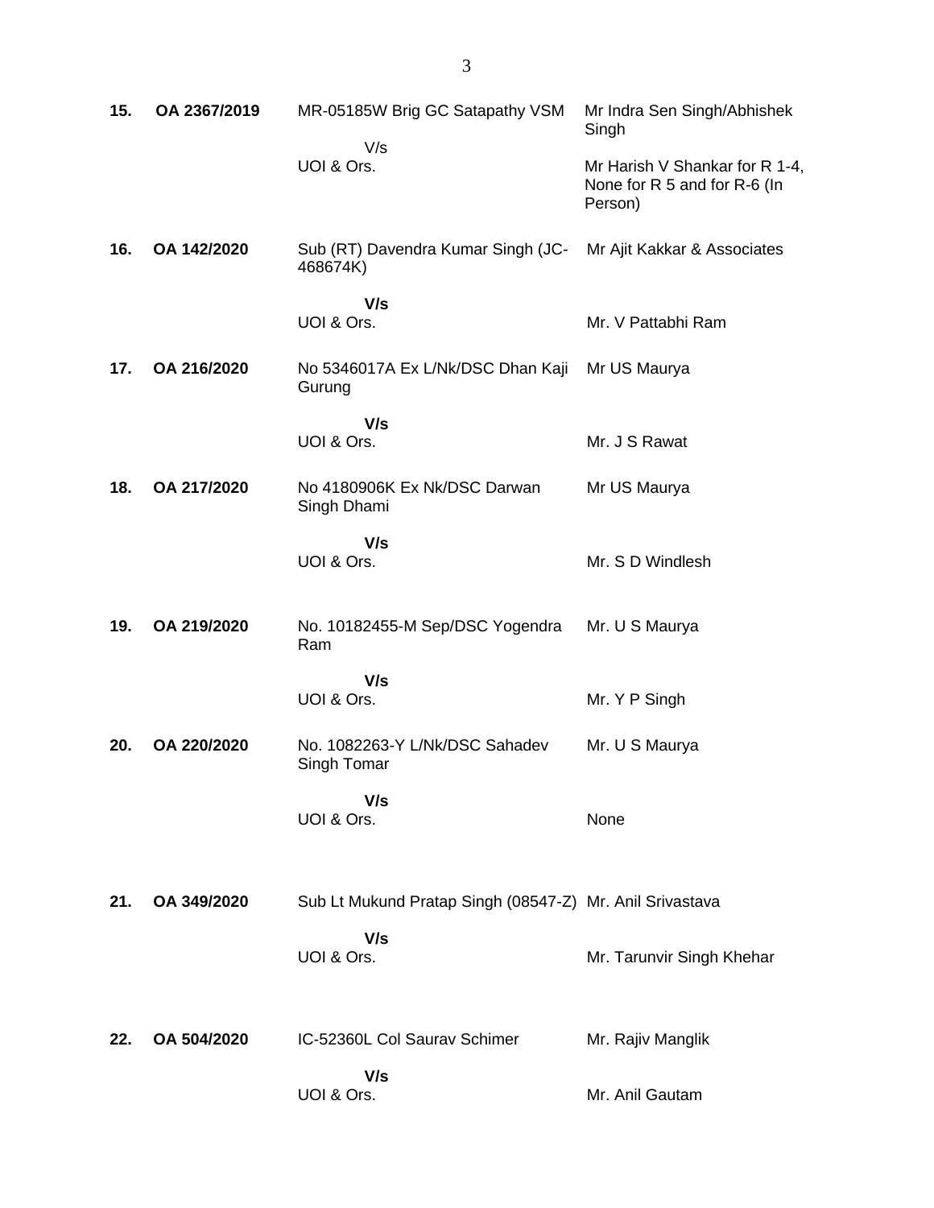| | | | |
|---|---|---|---|
| **15.** | **OA 2367/2019** | MR-05185W Brig GC Satapathy VSM<br><br>V/s<br>UOI & Ors. | Mr Indra Sen Singh/Abhishek Singh<br><br>Mr Harish V Shankar for R 1-4, None for R 5 and for R-6 (In Person) |
| **16.** | **OA 142/2020** | Sub (RT) Davendra Kumar Singh (JC-468674K)<br><br>**V/s**<br>UOI & Ors. | Mr Ajit Kakkar & Associates<br><br>Mr. V Pattabhi Ram |
| **17.** | **OA 216/2020** | No 5346017A Ex L/Nk/DSC Dhan Kaji Gurung<br><br>**V/s**<br>UOI & Ors. | Mr US Maurya<br><br>Mr. J S Rawat |
| **18.** | **OA 217/2020** | No 4180906K Ex Nk/DSC Darwan Singh Dhami<br><br>**V/s**<br>UOI & Ors. | Mr US Maurya<br><br>Mr. S D Windlesh |
| **19.** | **OA 219/2020** | No. 10182455-M Sep/DSC Yogendra Ram<br><br>**V/s**<br>UOI & Ors. | Mr. U S Maurya<br><br>Mr. Y P Singh |
| **20.** | **OA 220/2020** | No. 1082263-Y L/Nk/DSC Sahadev Singh Tomar<br><br>**V/s**<br>UOI & Ors. | Mr. U S Maurya<br><br>None |
| **21.** | **OA 349/2020** | Sub Lt Mukund Pratap Singh (08547-Z)<br><br>**V/s**<br>UOI & Ors. | Mr. Anil Srivastava<br><br>Mr. Tarunvir Singh Khehar |
| **22.** | **OA 504/2020** | IC-52360L Col Saurav Schimer<br><br>**V/s**<br>UOI & Ors. | Mr. Rajiv Manglik<br><br>Mr. Anil Gautam |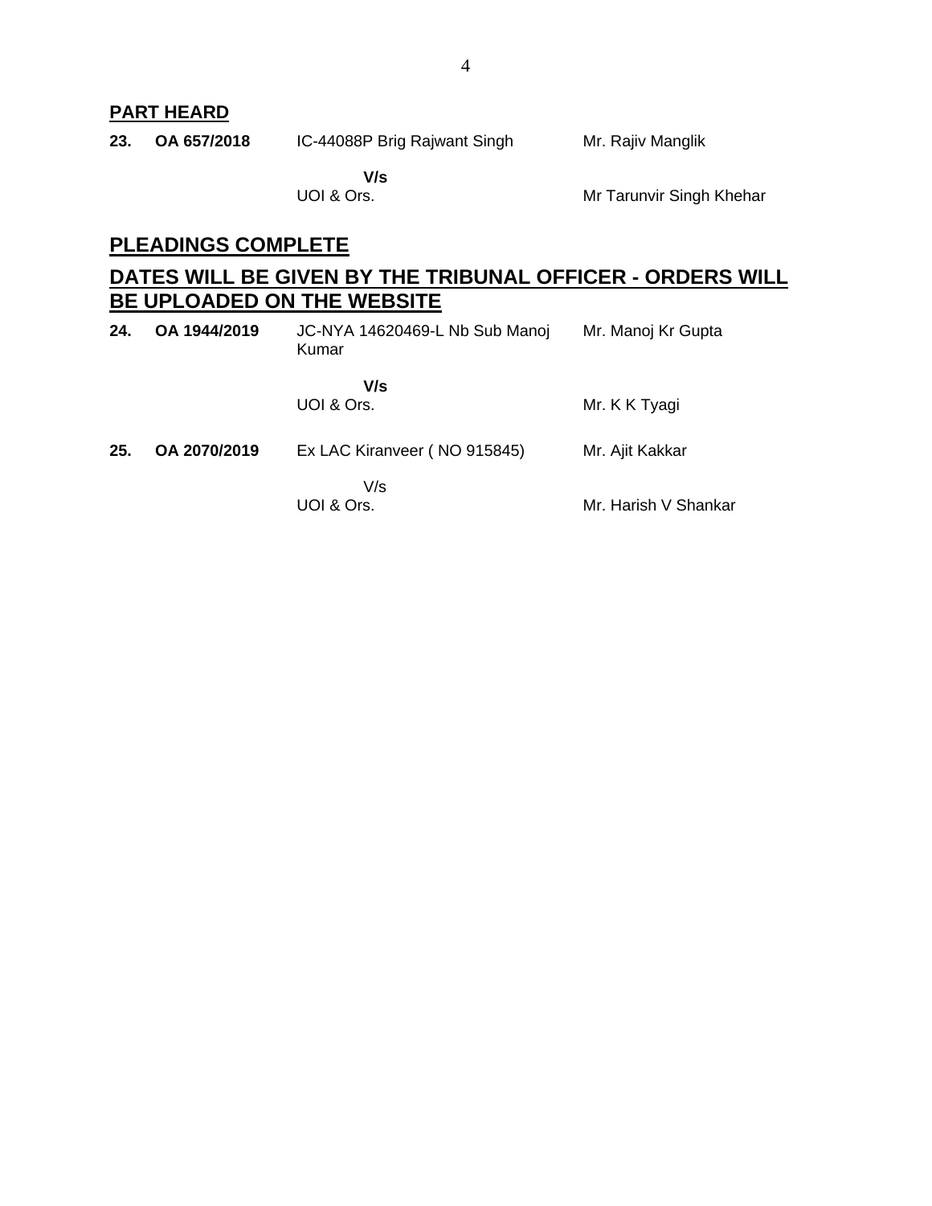## PART HEARD

| | | | |
|---|---|---|---|
| **23.** | **OA 657/2018** | IC-44088P Brig Rajwant Singh | Mr. Rajiv Manglik |
| | | **V/s** | |
| | | UOI & Ors. | Mr Tarunvir Singh Khehar |

## PLEADINGS COMPLETE

## DATES WILL BE GIVEN BY THE TRIBUNAL OFFICER - ORDERS WILL BE UPLOADED ON THE WEBSITE

| | | | |
|---|---|---|---|
| **24.** | **OA 1944/2019** | JC-NYA 14620469-L Nb Sub Manoj Kumar | Mr. Manoj Kr Gupta |
| | | **V/s** | |
| | | UOI & Ors. | Mr. K K Tyagi |
| **25.** | **OA 2070/2019** | Ex LAC Kiranveer ( NO 915845) | Mr. Ajit Kakkar |
| | | V/s | |
| | | UOI & Ors. | Mr. Harish V Shankar |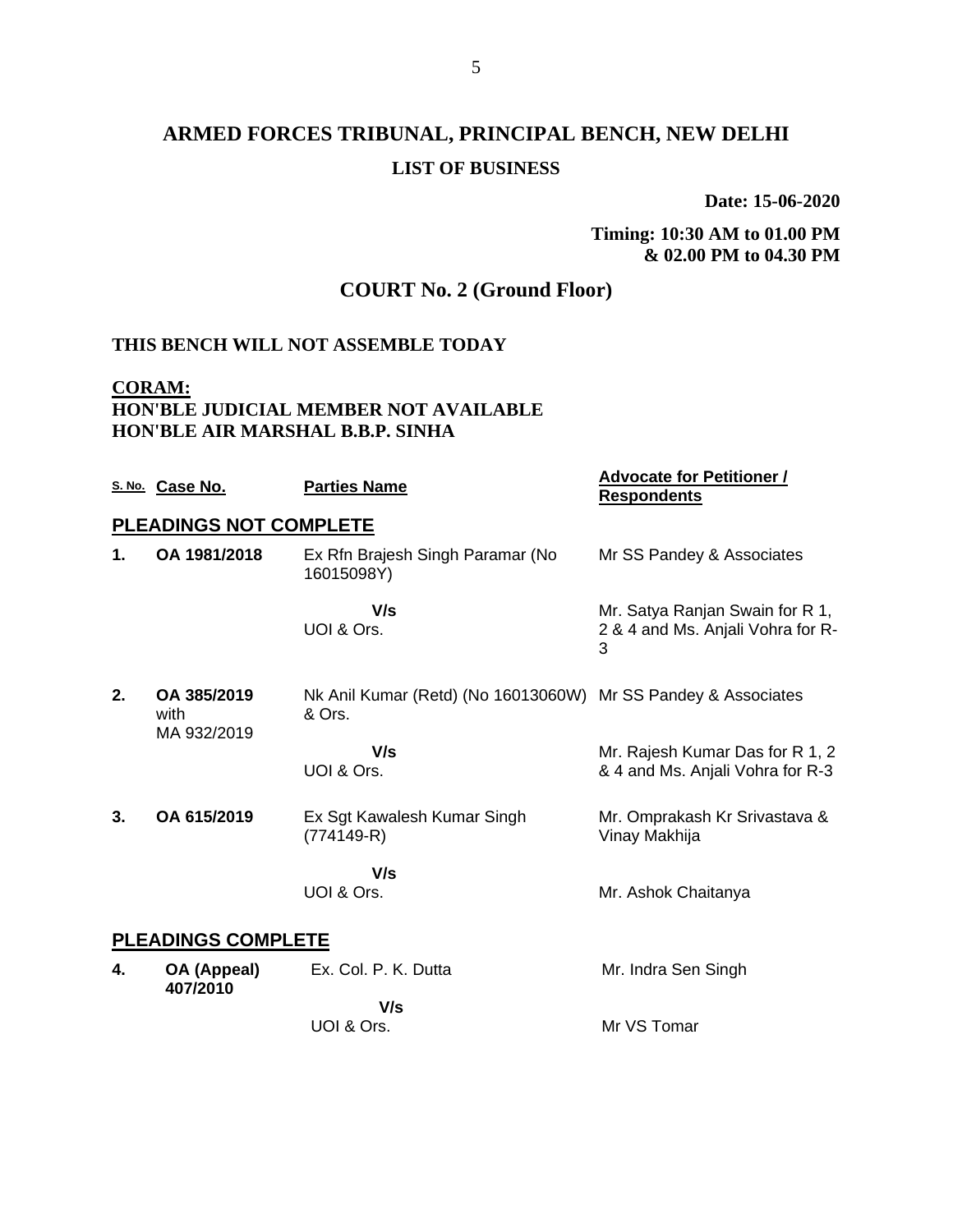# ARMED FORCES TRIBUNAL, PRINCIPAL BENCH, NEW DELHI

## LIST OF BUSINESS

**Date: 15-06-2020**

**Timing: 10:30 AM to 01.00 PM & 02.00 PM to 04.30 PM**

## COURT No. 2 (Ground Floor)

**THIS BENCH WILL NOT ASSEMBLE TODAY**

**CORAM:**
**HON'BLE JUDICIAL MEMBER NOT AVAILABLE**
**HON'BLE AIR MARSHAL B.B.P. SINHA**

| S. No. | Case No. | Parties Name | Advocate for Petitioner / Respondents |
|---|---|---|---|
| **PLEADINGS NOT COMPLETE** | | | |
| **1.** | **OA 1981/2018** | Ex Rfn Brajesh Singh Paramar (No 16015098Y) | Mr SS Pandey & Associates |
| | | **V/s** UOI & Ors. | Mr. Satya Ranjan Swain for R 1, 2 & 4 and Ms. Anjali Vohra for R-3 |
| **2.** | **OA 385/2019** with MA 932/2019 | Nk Anil Kumar (Retd) (No 16013060W) & Ors. | Mr SS Pandey & Associates |
| | | **V/s** UOI & Ors. | Mr. Rajesh Kumar Das for R 1, 2 & 4 and Ms. Anjali Vohra for R-3 |
| **3.** | **OA 615/2019** | Ex Sgt Kawalesh Kumar Singh (774149-R) | Mr. Omprakash Kr Srivastava & Vinay Makhija |
| | | **V/s** UOI & Ors. | Mr. Ashok Chaitanya |
| **PLEADINGS COMPLETE** | | | |
| **4.** | **OA (Appeal) 407/2010** | Ex. Col. P. K. Dutta | Mr. Indra Sen Singh |
| | | **V/s** UOI & Ors. | Mr VS Tomar |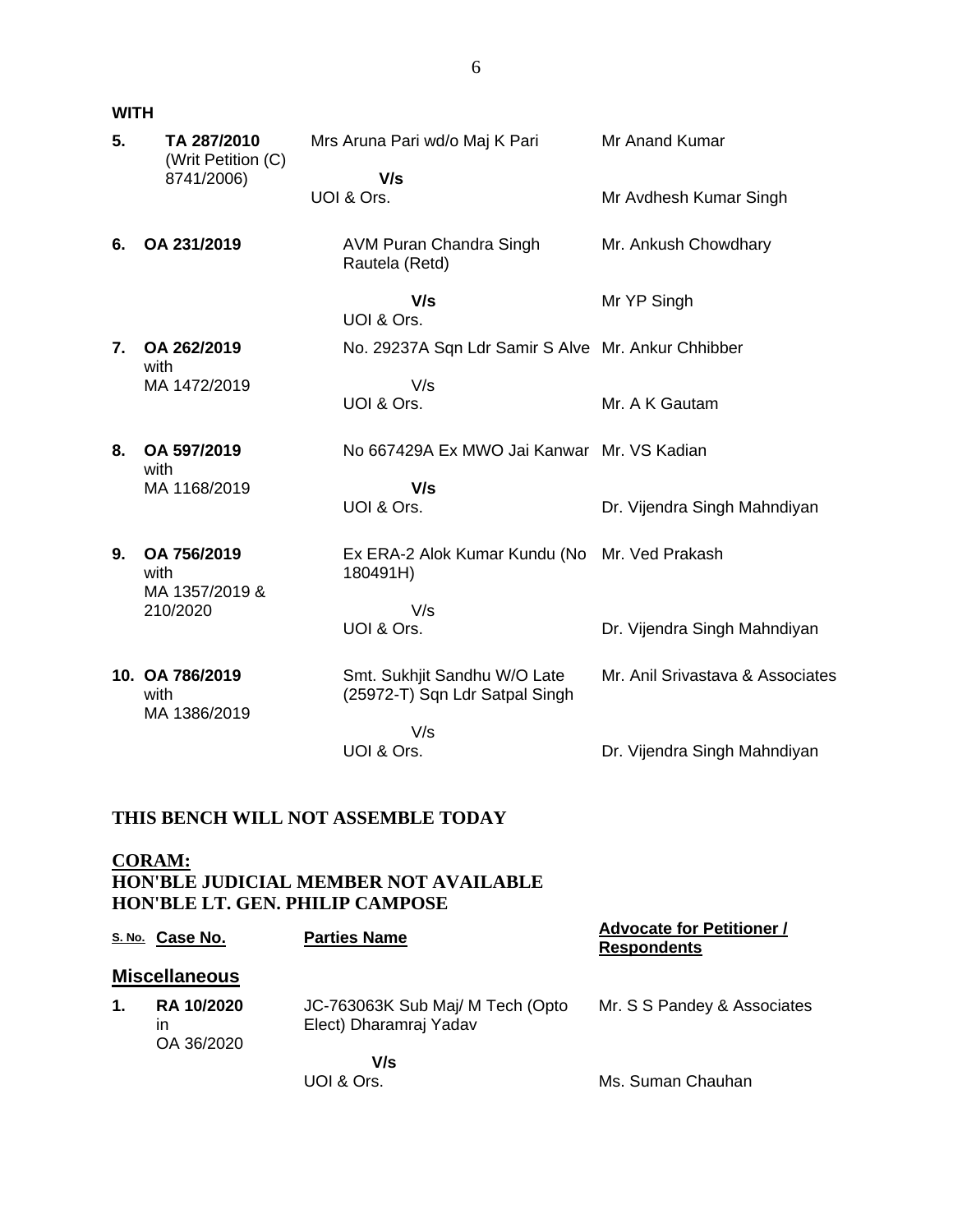**WITH**

| S. No. | Case No. | Parties Name | Advocate for Petitioner / Respondents |
|---|---|---|---|
| 5. | **TA 287/2010** (Writ Petition (C) 8741/2006) | Mrs Aruna Pari wd/o Maj K Pari | Mr Anand Kumar |
| | | **V/s** | |
| | | UOI & Ors. | Mr Avdhesh Kumar Singh |
| 6. | **OA 231/2019** | AVM Puran Chandra Singh Rautela (Retd) | Mr. Ankush Chowdhary |
| | | **V/s** | |
| | | UOI & Ors. | Mr YP Singh |
| 7. | **OA 262/2019** with MA 1472/2019 | No. 29237A Sqn Ldr Samir S Alve | Mr. Ankur Chhibber |
| | | V/s | |
| | | UOI & Ors. | Mr. A K Gautam |
| 8. | **OA 597/2019** with MA 1168/2019 | No 667429A Ex MWO Jai Kanwar | Mr. VS Kadian |
| | | **V/s** | |
| | | UOI & Ors. | Dr. Vijendra Singh Mahndiyan |
| 9. | **OA 756/2019** with MA 1357/2019 & 210/2020 | Ex ERA-2 Alok Kumar Kundu (No 180491H) | Mr. Ved Prakash |
| | | V/s | |
| | | UOI & Ors. | Dr. Vijendra Singh Mahndiyan |
| 10. | **OA 786/2019** with MA 1386/2019 | Smt. Sukhjit Sandhu W/O Late (25972-T) Sqn Ldr Satpal Singh | Mr. Anil Srivastava & Associates |
| | | V/s | |
| | | UOI & Ors. | Dr. Vijendra Singh Mahndiyan |

**THIS BENCH WILL NOT ASSEMBLE TODAY**

**CORAM:**
**HON'BLE JUDICIAL MEMBER NOT AVAILABLE**
**HON'BLE LT. GEN. PHILIP CAMPOSE**

| S. No. | Case No. | Parties Name | Advocate for Petitioner / Respondents |
|---|---|---|---|
| | **Miscellaneous** | | |
| 1. | **RA 10/2020** in OA 36/2020 | JC-763063K Sub Maj/ M Tech (Opto Elect) Dharamraj Yadav | Mr. S S Pandey & Associates |
| | | **V/s** | |
| | | UOI & Ors. | Ms. Suman Chauhan |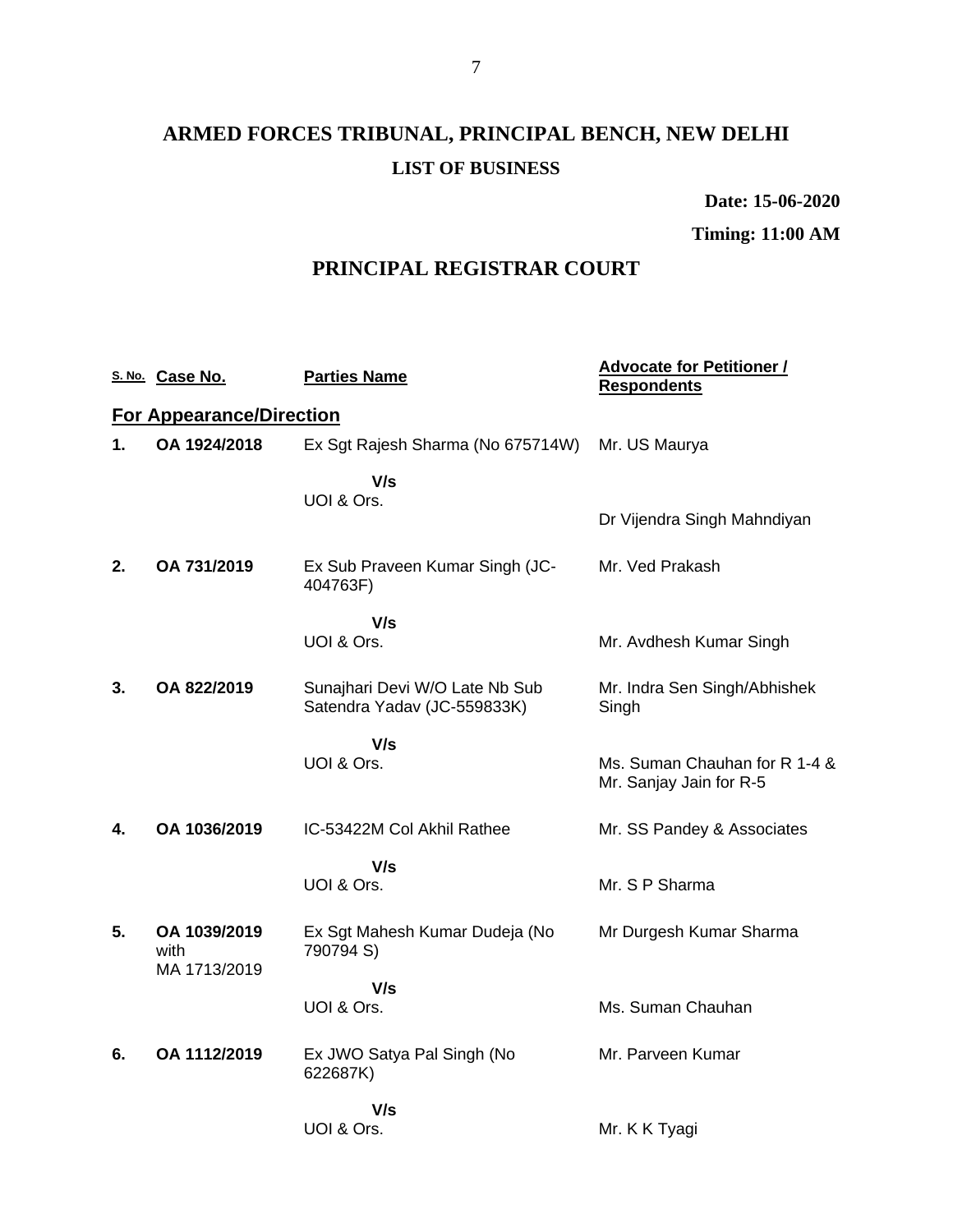# ARMED FORCES TRIBUNAL, PRINCIPAL BENCH, NEW DELHI

**LIST OF BUSINESS**

**Date: 15-06-2020**

**Timing: 11:00 AM**

## PRINCIPAL REGISTRAR COURT

| S. No. | Case No. | Parties Name | Advocate for Petitioner / Respondents |
|---|---|---|---|
| **For Appearance/Direction** | | | |
| **1.** | **OA 1924/2018** | Ex Sgt Rajesh Sharma (No 675714W) | Mr. US Maurya |
| | | **V/s** UOI & Ors. | Dr Vijendra Singh Mahndiyan |
| **2.** | **OA 731/2019** | Ex Sub Praveen Kumar Singh (JC-404763F) | Mr. Ved Prakash |
| | | **V/s** UOI & Ors. | Mr. Avdhesh Kumar Singh |
| **3.** | **OA 822/2019** | Sunajhari Devi W/O Late Nb Sub Satendra Yadav (JC-559833K) | Mr. Indra Sen Singh/Abhishek Singh |
| | | **V/s** UOI & Ors. | Ms. Suman Chauhan for R 1-4 & Mr. Sanjay Jain for R-5 |
| **4.** | **OA 1036/2019** | IC-53422M Col Akhil Rathee | Mr. SS Pandey & Associates |
| | | **V/s** UOI & Ors. | Mr. S P Sharma |
| **5.** | **OA 1039/2019** with MA 1713/2019 | Ex Sgt Mahesh Kumar Dudeja (No 790794 S) | Mr Durgesh Kumar Sharma |
| | | **V/s** UOI & Ors. | Ms. Suman Chauhan |
| **6.** | **OA 1112/2019** | Ex JWO Satya Pal Singh (No 622687K) | Mr. Parveen Kumar |
| | | **V/s** UOI & Ors. | Mr. K K Tyagi |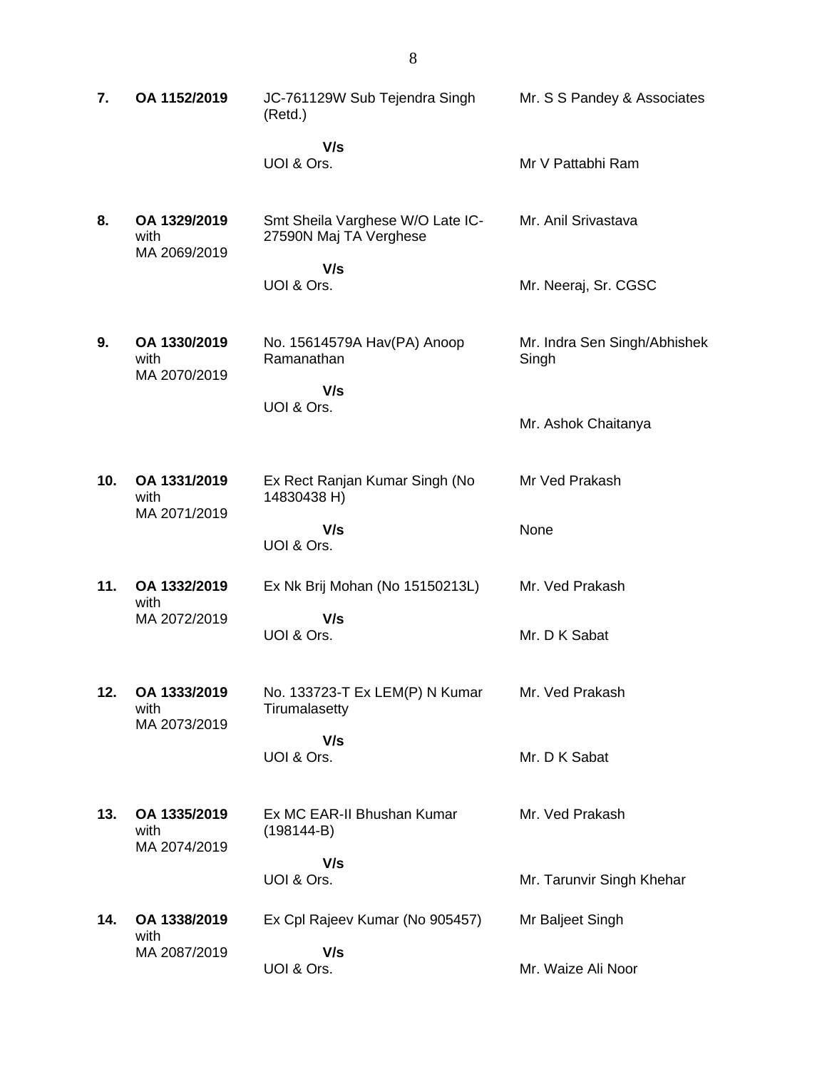| | | | |
|---|---|---|---|
| **7.** | **OA 1152/2019** | JC-761129W Sub Tejendra Singh (Retd.) | Mr. S S Pandey & Associates |
| | | **V/s** UOI & Ors. | Mr V Pattabhi Ram |
| **8.** | **OA 1329/2019** with MA 2069/2019 | Smt Sheila Varghese W/O Late IC-27590N Maj TA Verghese | Mr. Anil Srivastava |
| | | **V/s** UOI & Ors. | Mr. Neeraj, Sr. CGSC |
| **9.** | **OA 1330/2019** with MA 2070/2019 | No. 15614579A Hav(PA) Anoop Ramanathan | Mr. Indra Sen Singh/Abhishek Singh |
| | | **V/s** UOI & Ors. | Mr. Ashok Chaitanya |
| **10.** | **OA 1331/2019** with MA 2071/2019 | Ex Rect Ranjan Kumar Singh (No 14830438 H) | Mr Ved Prakash |
| | | **V/s** UOI & Ors. | None |
| **11.** | **OA 1332/2019** with MA 2072/2019 | Ex Nk Brij Mohan (No 15150213L) | Mr. Ved Prakash |
| | | **V/s** UOI & Ors. | Mr. D K Sabat |
| **12.** | **OA 1333/2019** with MA 2073/2019 | No. 133723-T Ex LEM(P) N Kumar Tirumalasetty | Mr. Ved Prakash |
| | | **V/s** UOI & Ors. | Mr. D K Sabat |
| **13.** | **OA 1335/2019** with MA 2074/2019 | Ex MC EAR-II Bhushan Kumar (198144-B) | Mr. Ved Prakash |
| | | **V/s** UOI & Ors. | Mr. Tarunvir Singh Khehar |
| **14.** | **OA 1338/2019** with MA 2087/2019 | Ex Cpl Rajeev Kumar (No 905457) | Mr Baljeet Singh |
| | | **V/s** UOI & Ors. | Mr. Waize Ali Noor |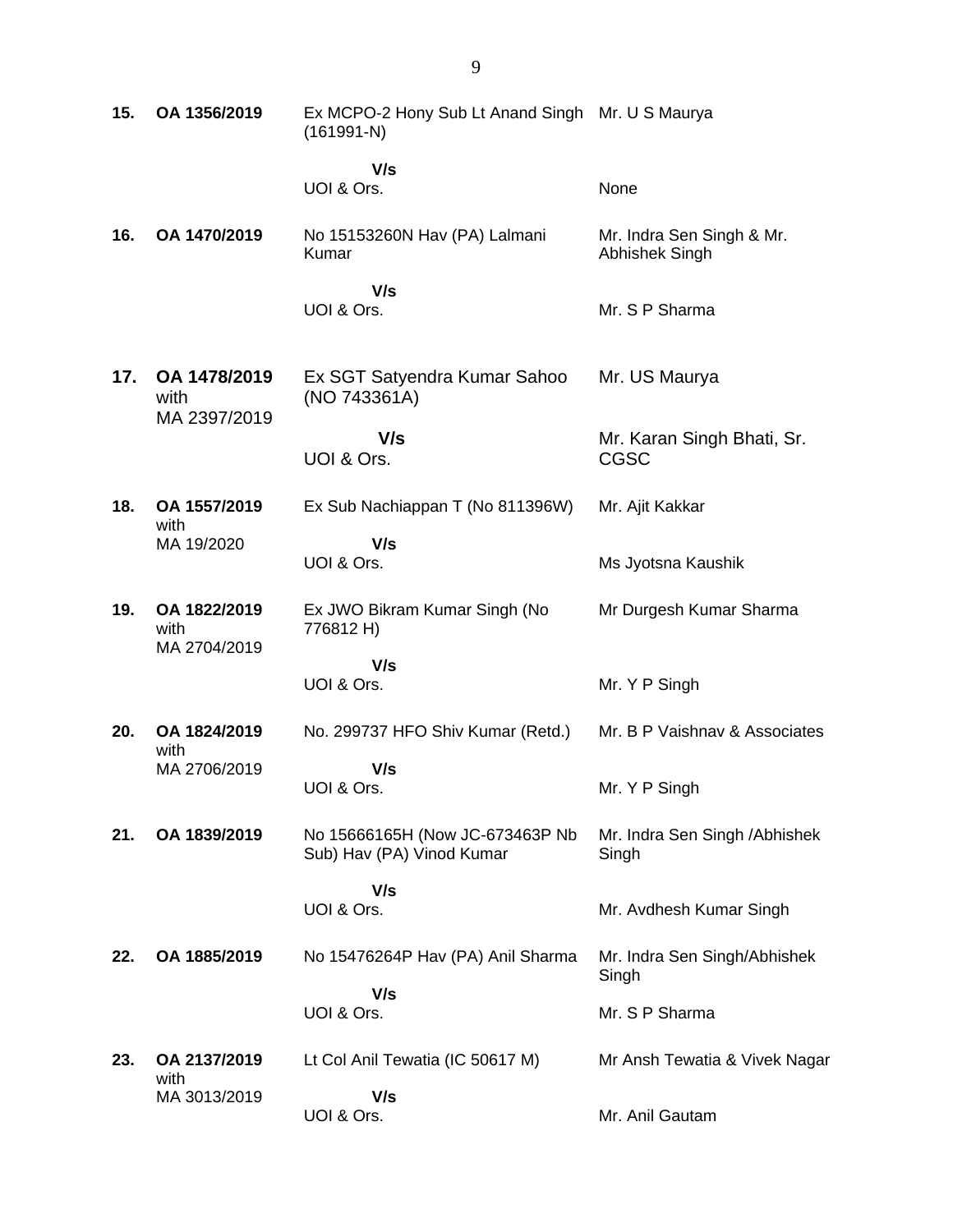| | | | |
|---|---|---|---|
| **15.** | **OA 1356/2019** | Ex MCPO-2 Hony Sub Lt Anand Singh (161991-N) | Mr. U S Maurya |
| | | **V/s** | |
| | | UOI & Ors. | None |
| **16.** | **OA 1470/2019** | No 15153260N Hav (PA) Lalmani Kumar | Mr. Indra Sen Singh & Mr. Abhishek Singh |
| | | **V/s** | |
| | | UOI & Ors. | Mr. S P Sharma |
| **17.** | **OA 1478/2019** with MA 2397/2019 | Ex SGT Satyendra Kumar Sahoo (NO 743361A) | Mr. US Maurya |
| | | **V/s** | |
| | | UOI & Ors. | Mr. Karan Singh Bhati, Sr. CGSC |
| **18.** | **OA 1557/2019** with MA 19/2020 | Ex Sub Nachiappan T (No 811396W) | Mr. Ajit Kakkar |
| | | **V/s** | |
| | | UOI & Ors. | Ms Jyotsna Kaushik |
| **19.** | **OA 1822/2019** with MA 2704/2019 | Ex JWO Bikram Kumar Singh (No 776812 H) | Mr Durgesh Kumar Sharma |
| | | **V/s** | |
| | | UOI & Ors. | Mr. Y P Singh |
| **20.** | **OA 1824/2019** with MA 2706/2019 | No. 299737 HFO Shiv Kumar (Retd.) | Mr. B P Vaishnav & Associates |
| | | **V/s** | |
| | | UOI & Ors. | Mr. Y P Singh |
| **21.** | **OA 1839/2019** | No 15666165H (Now JC-673463P Nb Sub) Hav (PA) Vinod Kumar | Mr. Indra Sen Singh /Abhishek Singh |
| | | **V/s** | |
| | | UOI & Ors. | Mr. Avdhesh Kumar Singh |
| **22.** | **OA 1885/2019** | No 15476264P Hav (PA) Anil Sharma | Mr. Indra Sen Singh/Abhishek Singh |
| | | **V/s** | |
| | | UOI & Ors. | Mr. S P Sharma |
| **23.** | **OA 2137/2019** with MA 3013/2019 | Lt Col Anil Tewatia (IC 50617 M) | Mr Ansh Tewatia & Vivek Nagar |
| | | **V/s** | |
| | | UOI & Ors. | Mr. Anil Gautam |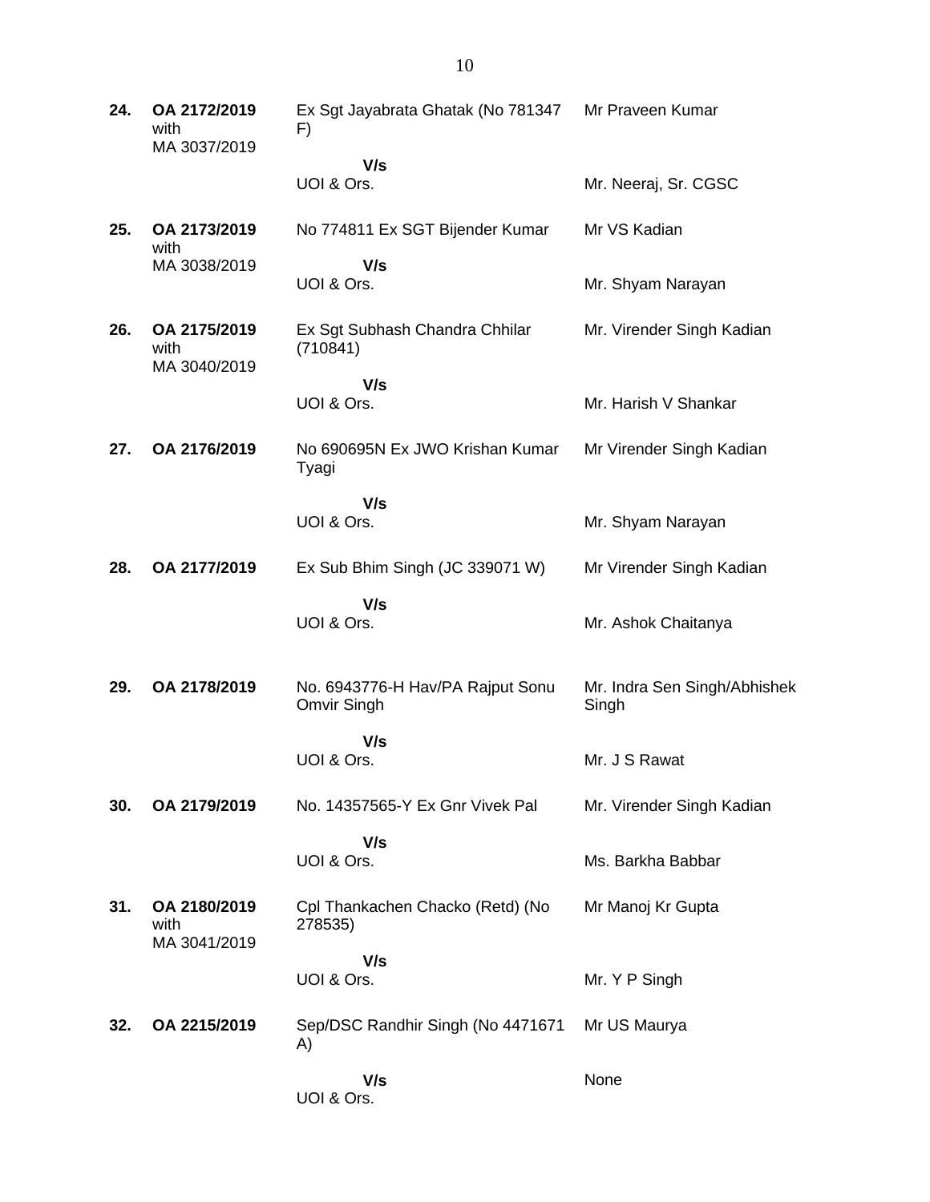| | | | |
|---|---|---|---|
| **24.** | **OA 2172/2019** with MA 3037/2019 | Ex Sgt Jayabrata Ghatak (No 781347 F) | Mr Praveen Kumar |
| | | **V/s** UOI & Ors. | Mr. Neeraj, Sr. CGSC |
| **25.** | **OA 2173/2019** with MA 3038/2019 | No 774811 Ex SGT Bijender Kumar | Mr VS Kadian |
| | | **V/s** UOI & Ors. | Mr. Shyam Narayan |
| **26.** | **OA 2175/2019** with MA 3040/2019 | Ex Sgt Subhash Chandra Chhilar (710841) | Mr. Virender Singh Kadian |
| | | **V/s** UOI & Ors. | Mr. Harish V Shankar |
| **27.** | **OA 2176/2019** | No 690695N Ex JWO Krishan Kumar Tyagi | Mr Virender Singh Kadian |
| | | **V/s** UOI & Ors. | Mr. Shyam Narayan |
| **28.** | **OA 2177/2019** | Ex Sub Bhim Singh (JC 339071 W) | Mr Virender Singh Kadian |
| | | **V/s** UOI & Ors. | Mr. Ashok Chaitanya |
| **29.** | **OA 2178/2019** | No. 6943776-H Hav/PA Rajput Sonu Omvir Singh | Mr. Indra Sen Singh/Abhishek Singh |
| | | **V/s** UOI & Ors. | Mr. J S Rawat |
| **30.** | **OA 2179/2019** | No. 14357565-Y Ex Gnr Vivek Pal | Mr. Virender Singh Kadian |
| | | **V/s** UOI & Ors. | Ms. Barkha Babbar |
| **31.** | **OA 2180/2019** with MA 3041/2019 | Cpl Thankachen Chacko (Retd) (No 278535) | Mr Manoj Kr Gupta |
| | | **V/s** UOI & Ors. | Mr. Y P Singh |
| **32.** | **OA 2215/2019** | Sep/DSC Randhir Singh (No 4471671 A) | Mr US Maurya |
| | | **V/s** UOI & Ors. | None |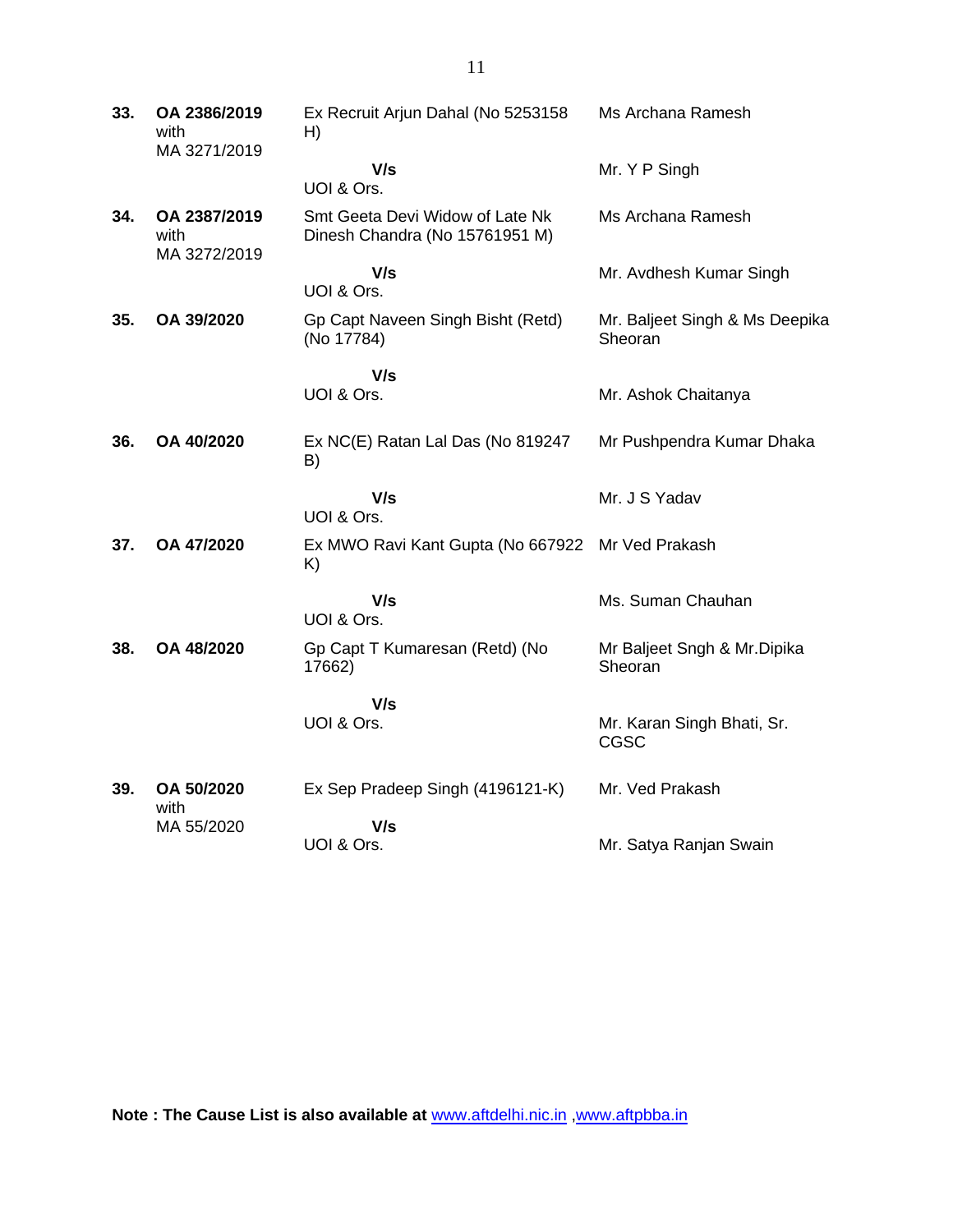| | | | |
|---|---|---|---|
| **33.** | **OA 2386/2019** with MA 3271/2019 | Ex Recruit Arjun Dahal (No 5253158 H) **V/s** UOI & Ors. | Ms Archana Ramesh Mr. Y P Singh |
| **34.** | **OA 2387/2019** with MA 3272/2019 | Smt Geeta Devi Widow of Late Nk Dinesh Chandra (No 15761951 M) **V/s** UOI & Ors. | Ms Archana Ramesh Mr. Avdhesh Kumar Singh |
| **35.** | **OA 39/2020** | Gp Capt Naveen Singh Bisht (Retd) (No 17784) **V/s** UOI & Ors. | Mr. Baljeet Singh & Ms Deepika Sheoran Mr. Ashok Chaitanya |
| **36.** | **OA 40/2020** | Ex NC(E) Ratan Lal Das (No 819247 B) **V/s** UOI & Ors. | Mr Pushpendra Kumar Dhaka Mr. J S Yadav |
| **37.** | **OA 47/2020** | Ex MWO Ravi Kant Gupta (No 667922 K) **V/s** UOI & Ors. | Mr Ved Prakash Ms. Suman Chauhan |
| **38.** | **OA 48/2020** | Gp Capt T Kumaresan (Retd) (No 17662) **V/s** UOI & Ors. | Mr Baljeet Sngh & Mr.Dipika Sheoran Mr. Karan Singh Bhati, Sr. CGSC |
| **39.** | **OA 50/2020** with MA 55/2020 | Ex Sep Pradeep Singh (4196121-K) **V/s** UOI & Ors. | Mr. Ved Prakash Mr. Satya Ranjan Swain |

**Note : The Cause List is also available at** www.aftdelhi.nic.in ,www.aftpbba.in